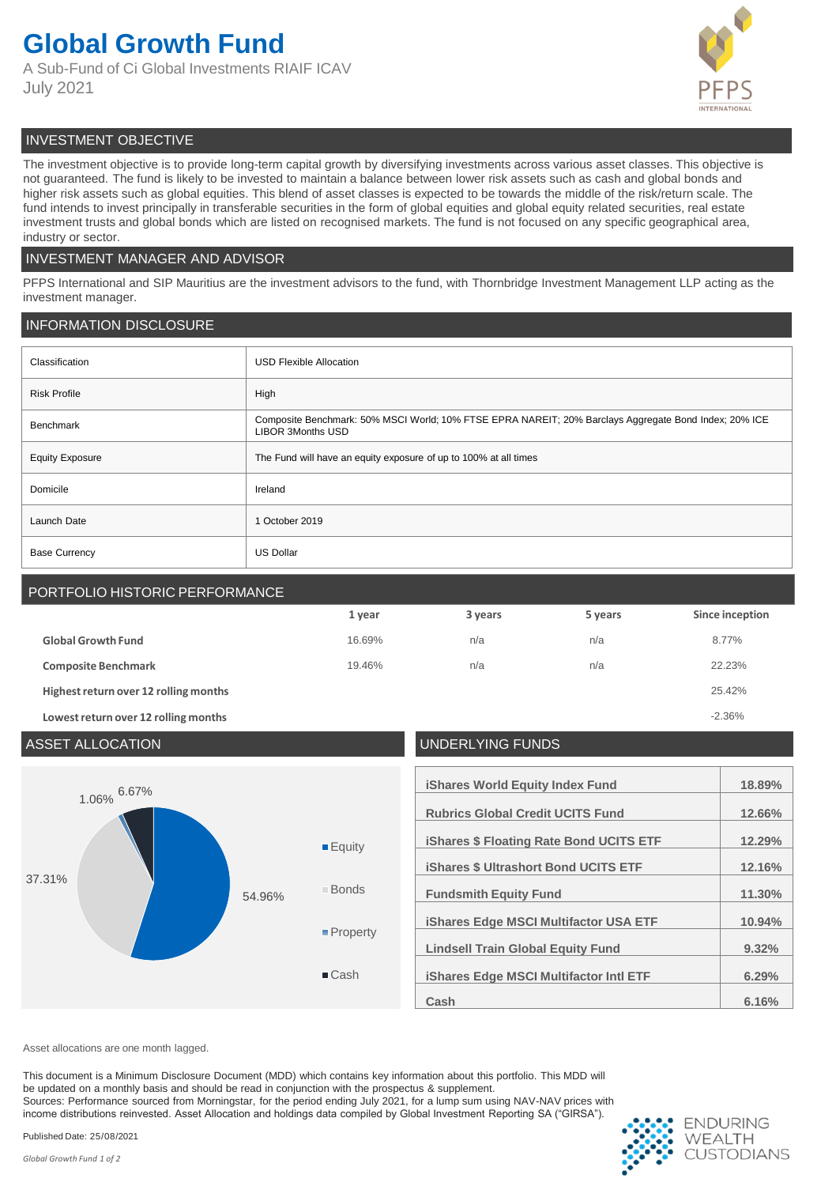# Global Growth Fund

A Sub-Fund of Ci Global Investments RIAIF ICAV
July 2021

## INVESTMENT OBJECTIVE

The investment objective is to provide long-term capital growth by diversifying investments across various asset classes. This objective is not guaranteed. The fund is likely to be invested to maintain a balance between lower risk assets such as cash and global bonds and higher risk assets such as global equities. This blend of asset classes is expected to be towards the middle of the risk/return scale. The fund intends to invest principally in transferable securities in the form of global equities and global equity related securities, real estate investment trusts and global bonds which are listed on recognised markets. The fund is not focused on any specific geographical area, industry or sector.

## INVESTMENT MANAGER AND ADVISOR

PFPS International and SIP Mauritius are the investment advisors to the fund, with Thornbridge Investment Management LLP acting as the investment manager.

## INFORMATION DISCLOSURE

| | |
|---|---|
| Classification | USD Flexible Allocation |
| Risk Profile | High |
| Benchmark | Composite Benchmark: 50% MSCI World; 10% FTSE EPRA NAREIT; 20% Barclays Aggregate Bond Index; 20% ICE LIBOR 3Months USD |
| Equity Exposure | The Fund will have an equity exposure of up to 100% at all times |
| Domicile | Ireland |
| Launch Date | 1 October 2019 |
| Base Currency | US Dollar |

## PORTFOLIO HISTORIC PERFORMANCE

| | 1 year | 3 years | 5 years | Since inception |
|---|---|---|---|---|
| **Global Growth Fund** | 16.69% | n/a | n/a | 8.77% |
| **Composite Benchmark** | 19.46% | n/a | n/a | 22.23% |
| **Highest return over 12 rolling months** | | | | 25.42% |
| **Lowest return over 12 rolling months** | | | | -2.36% |

## ASSET ALLOCATION

| Asset | Allocation |
|---|---|
| Equity | 54.96% |
| Bonds | 37.31% |
| Property | 1.06% |
| Cash | 6.67% |

## UNDERLYING FUNDS

| Fund | Weight |
|---|---|
| iShares World Equity Index Fund | 18.89% |
| Rubrics Global Credit UCITS Fund | 12.66% |
| iShares $ Floating Rate Bond UCITS ETF | 12.29% |
| iShares $ Ultrashort Bond UCITS ETF | 12.16% |
| Fundsmith Equity Fund | 11.30% |
| iShares Edge MSCI Multifactor USA ETF | 10.94% |
| Lindsell Train Global Equity Fund | 9.32% |
| iShares Edge MSCI Multifactor Intl ETF | 6.29% |
| Cash | 6.16% |

Asset allocations are one month lagged.

This document is a Minimum Disclosure Document (MDD) which contains key information about this portfolio. This MDD will be updated on a monthly basis and should be read in conjunction with the prospectus & supplement.
Sources: Performance sourced from Morningstar, for the period ending July 2021, for a lump sum using NAV-NAV prices with income distributions reinvested. Asset Allocation and holdings data compiled by Global Investment Reporting SA ("GIRSA").

Published Date: 25/08/2021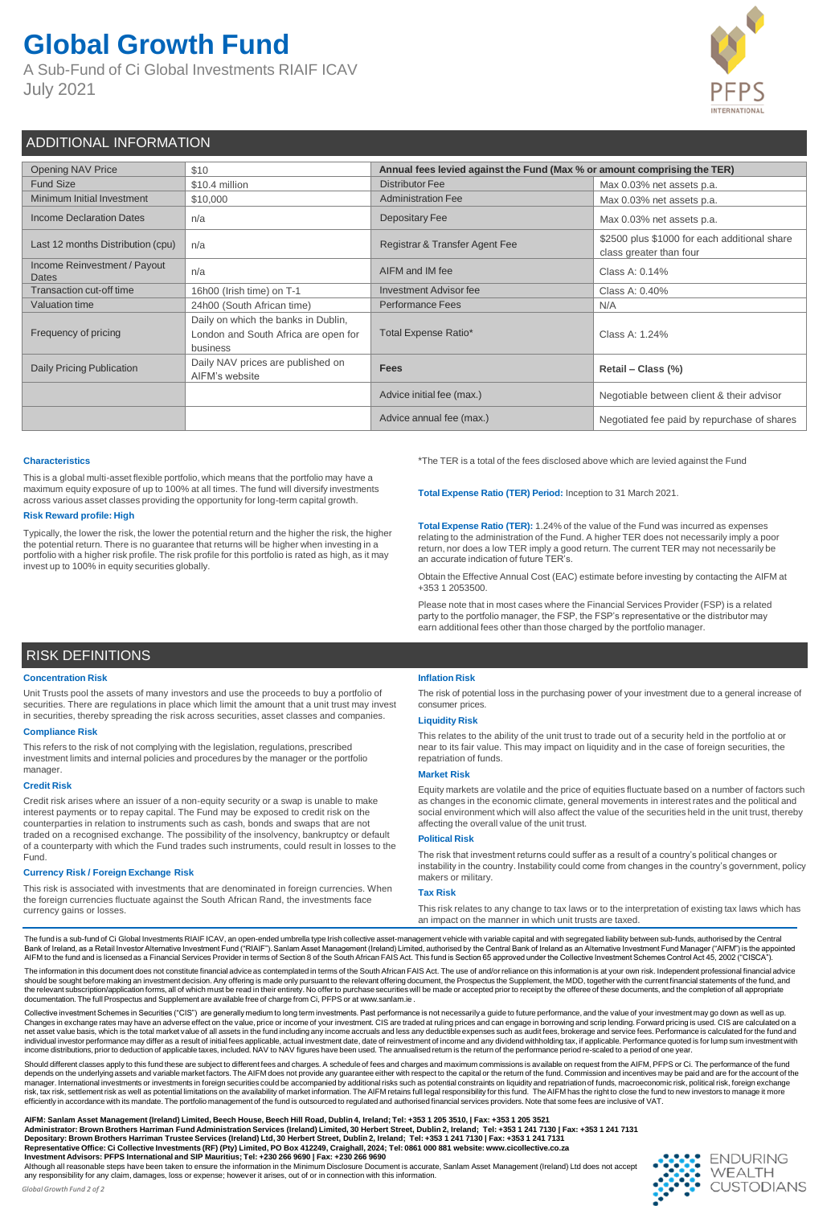# Global Growth Fund

A Sub-Fund of Ci Global Investments RIAIF ICAV
July 2021

## ADDITIONAL INFORMATION

| | | Annual fees levied against the Fund (Max % or amount comprising the TER) | |
|---|---|---|---|
| Opening NAV Price | $10 | | |
| Fund Size | $10.4 million | Distributor Fee | Max 0.03% net assets p.a. |
| Minimum Initial Investment | $10,000 | Administration Fee | Max 0.03% net assets p.a. |
| Income Declaration Dates | n/a | Depositary Fee | Max 0.03% net assets p.a. |
| Last 12 months Distribution (cpu) | n/a | Registrar & Transfer Agent Fee | $2500 plus $1000 for each additional share class greater than four |
| Income Reinvestment / Payout Dates | n/a | AIFM and IM fee | Class A: 0.14% |
| Transaction cut-off time | 16h00 (Irish time) on T-1 | Investment Advisor fee | Class A: 0.40% |
| Valuation time | 24h00 (South African time) | Performance Fees | N/A |
| Frequency of pricing | Daily on which the banks in Dublin, London and South Africa are open for business | Total Expense Ratio* | Class A: 1.24% |
| Daily Pricing Publication | Daily NAV prices are published on AIFM's website | **Fees** | **Retail – Class (%)** |
| | | Advice initial fee (max.) | Negotiable between client & their advisor |
| | | Advice annual fee (max.) | Negotiated fee paid by repurchase of shares |

**Characteristics**

This is a global multi-asset flexible portfolio, which means that the portfolio may have a maximum equity exposure of up to 100% at all times. The fund will diversify investments across various asset classes providing the opportunity for long-term capital growth.

**Risk Reward profile: High**

Typically, the lower the risk, the lower the potential return and the higher the risk, the higher the potential return. There is no guarantee that returns will be higher when investing in a portfolio with a higher risk profile. The risk profile for this portfolio is rated as high, as it may invest up to 100% in equity securities globally.

*The TER is a total of the fees disclosed above which are levied against the Fund

**Total Expense Ratio (TER) Period:** Inception to 31 March 2021.

**Total Expense Ratio (TER):** 1.24% of the value of the Fund was incurred as expenses relating to the administration of the Fund. A higher TER does not necessarily imply a poor return, nor does a low TER imply a good return. The current TER may not necessarily be an accurate indication of future TER's.

Obtain the Effective Annual Cost (EAC) estimate before investing by contacting the AIFM at +353 1 2053500.

Please note that in most cases where the Financial Services Provider (FSP) is a related party to the portfolio manager, the FSP, the FSP's representative or the distributor may earn additional fees other than those charged by the portfolio manager.

## RISK DEFINITIONS

**Concentration Risk**

Unit Trusts pool the assets of many investors and use the proceeds to buy a portfolio of securities. There are regulations in place which limit the amount that a unit trust may invest in securities, thereby spreading the risk across securities, asset classes and companies.

**Compliance Risk**

This refers to the risk of not complying with the legislation, regulations, prescribed investment limits and internal policies and procedures by the manager or the portfolio manager.

**Credit Risk**

Credit risk arises where an issuer of a non-equity security or a swap is unable to make interest payments or to repay capital. The Fund may be exposed to credit risk on the counterparties in relation to instruments such as cash, bonds and swaps that are not traded on a recognised exchange. The possibility of the insolvency, bankruptcy or default of a counterparty with which the Fund trades such instruments, could result in losses to the Fund.

**Currency Risk / Foreign Exchange Risk**

This risk is associated with investments that are denominated in foreign currencies. When the foreign currencies fluctuate against the South African Rand, the investments face currency gains or losses.

**Inflation Risk**

The risk of potential loss in the purchasing power of your investment due to a general increase of consumer prices.

**Liquidity Risk**

This relates to the ability of the unit trust to trade out of a security held in the portfolio at or near to its fair value. This may impact on liquidity and in the case of foreign securities, the repatriation of funds.

**Market Risk**

Equity markets are volatile and the price of equities fluctuate based on a number of factors such as changes in the economic climate, general movements in interest rates and the political and social environment which will also affect the value of the securities held in the unit trust, thereby affecting the overall value of the unit trust.

**Political Risk**

The risk that investment returns could suffer as a result of a country's political changes or instability in the country. Instability could come from changes in the country's government, policy makers or military.

**Tax Risk**

This risk relates to any change to tax laws or to the interpretation of existing tax laws which has an impact on the manner in which unit trusts are taxed.

The fund is a sub-fund of Ci Global Investments RIAIF ICAV, an open-ended umbrella type Irish collective asset-management vehicle with variable capital and with segregated liability between sub-funds, authorised by the Central Bank of Ireland, as a Retail Investor Alternative Investment Fund ("RIAIF"). Sanlam Asset Management (Ireland) Limited, authorised by the Central Bank of Ireland as an Alternative Investment Fund Manager ("AIFM") is the appointed AIFM to the fund and is licensed as a Financial Services Provider in terms of Section 8 of the South African FAIS Act. This fund is Section 65 approved under the Collective Investment Schemes Control Act 45, 2002 ("CISCA").

The information in this document does not constitute financial advice as contemplated in terms of the South African FAIS Act. The use of and/or reliance on this information is at your own risk. Independent professional financial advice should be sought before making an investment decision. Any offering is made only pursuant to the relevant offering document, the Prospectus the Supplement, the MDD, together with the current financial statements of the fund, and the relevant subscription/application forms, all of which must be read in their entirety. No offer to purchase securities will be made or accepted prior to receipt by the offeree of these documents, and the completion of all appropriate documentation. The full Prospectus and Supplement are available free of charge from Ci, PFPS or at www.sanlam.ie .

Collective investment Schemes in Securities ("CIS") are generally medium to long term investments. Past performance is not necessarily a guide to future performance, and the value of your investment may go down as well as up. Changes in exchange rates may have an adverse effect on the value, price or income of your investment. CIS are traded at ruling prices and can engage in borrowing and scrip lending. Forward pricing is used. CIS are calculated on a net asset value basis, which is the total market value of all assets in the fund including any income accruals and less any deductible expenses such as audit fees, brokerage and service fees. Performance is calculated for the fund and individual investor performance may differ as a result of initial fees applicable, actual investment date, date of reinvestment of income and any dividend withholding tax, if applicable. Performance quoted is for lump sum investment with income distributions, prior to deduction of applicable taxes, included. NAV to NAV figures have been used. The annualised return is the return of the performance period re-scaled to a period of one year.

Should different classes apply to this fund these are subject to different fees and charges. A schedule of fees and charges and maximum commissions is available on request from the AIFM, PFPS or Ci. The performance of the fund depends on the underlying assets and variable market factors. The AIFM does not provide any guarantee either with respect to the capital or the return of the fund. Commission and incentives may be paid and are for the account of the manager. International investments or investments in foreign securities could be accompanied by additional risks such as potential constraints on liquidity and repatriation of funds, macroeconomic risk, political risk, foreign exchange risk, tax risk, settlement risk as well as potential limitations on the availability of market information. The AIFM retains full legal responsibility for this fund. The AIFM has the right to close the fund to new investors to manage it more efficiently in accordance with its mandate. The portfolio management of the fund is outsourced to regulated and authorised financial services providers. Note that some fees are inclusive of VAT.

**AIFM: Sanlam Asset Management (Ireland) Limited, Beech House, Beech Hill Road, Dublin 4, Ireland; Tel: +353 1 205 3510, | Fax: +353 1 205 3521**
**Administrator: Brown Brothers Harriman Fund Administration Services (Ireland) Limited, 30 Herbert Street, Dublin 2, Ireland; Tel: +353 1 241 7130 | Fax: +353 1 241 7131**
**Depositary: Brown Brothers Harriman Trustee Services (Ireland) Ltd, 30 Herbert Street, Dublin 2, Ireland; Tel: +353 1 241 7130 | Fax: +353 1 241 7131**
**Representative Office: Ci Collective Investments (RF) (Pty) Limited, PO Box 412249, Craighall, 2024; Tel: 0861 000 881 website: www.cicollective.co.za**
**Investment Advisors: PFPS International and SIP Mauritius; Tel: +230 266 9690 | Fax: +230 266 9690**
Although all reasonable steps have been taken to ensure the information in the Minimum Disclosure Document is accurate, Sanlam Asset Management (Ireland) Ltd does not accept any responsibility for any claim, damages, loss or expense; however it arises, out of or in connection with this information.